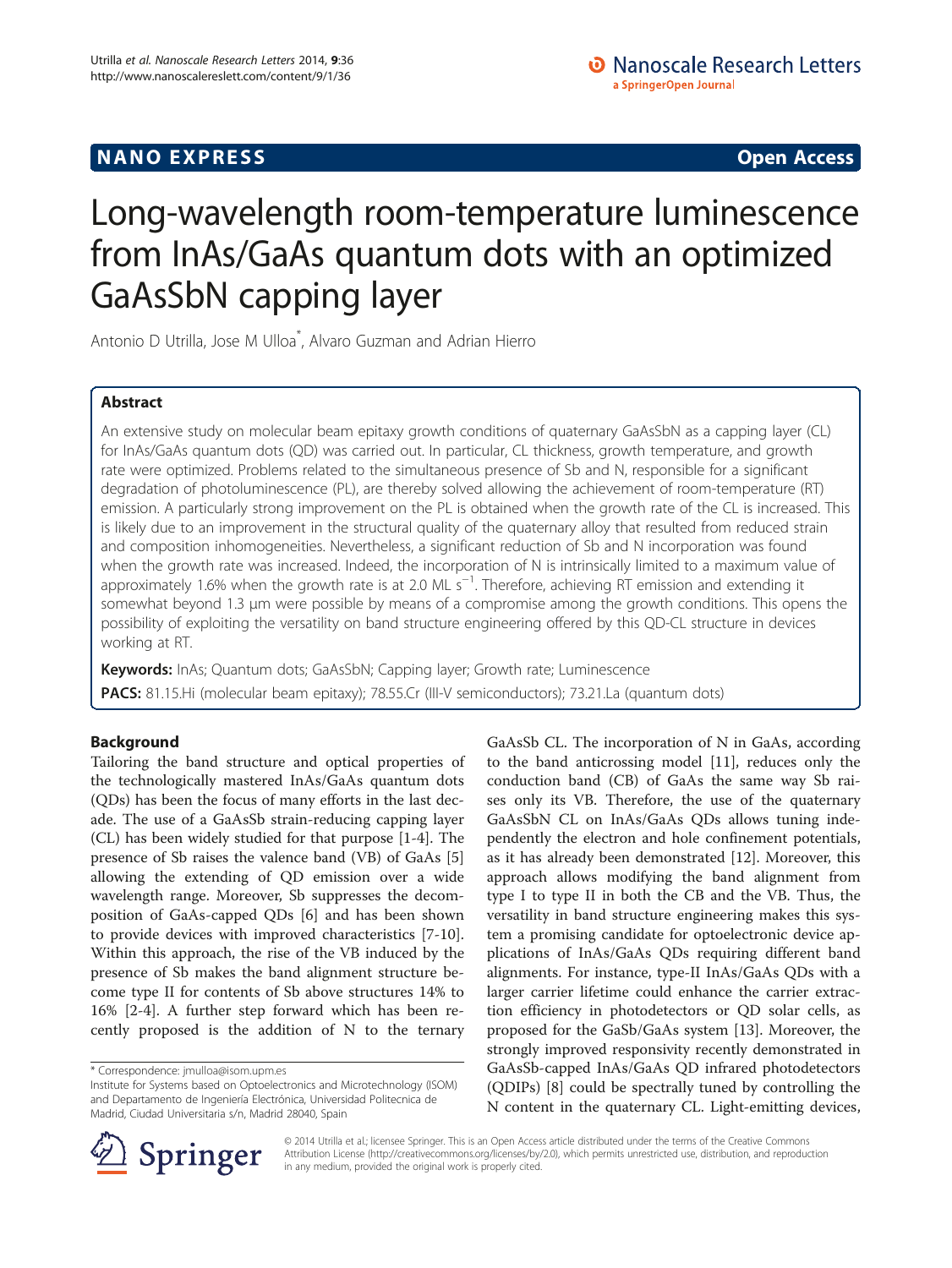**NANO EXPRESS** **Open Access**

# Long-wavelength room-temperature luminescence from InAs/GaAs quantum dots with an optimized GaAsSbN capping layer

Antonio D Utrilla, Jose M Ulloa*, Alvaro Guzman and Adrian Hierro

## Abstract

An extensive study on molecular beam epitaxy growth conditions of quaternary GaAsSbN as a capping layer (CL) for InAs/GaAs quantum dots (QD) was carried out. In particular, CL thickness, growth temperature, and growth rate were optimized. Problems related to the simultaneous presence of Sb and N, responsible for a significant degradation of photoluminescence (PL), are thereby solved allowing the achievement of room-temperature (RT) emission. A particularly strong improvement on the PL is obtained when the growth rate of the CL is increased. This is likely due to an improvement in the structural quality of the quaternary alloy that resulted from reduced strain and composition inhomogeneities. Nevertheless, a significant reduction of Sb and N incorporation was found when the growth rate was increased. Indeed, the incorporation of N is intrinsically limited to a maximum value of approximately 1.6% when the growth rate is at 2.0 ML $s^{-1}$. Therefore, achieving RT emission and extending it somewhat beyond 1.3 μm were possible by means of a compromise among the growth conditions. This opens the possibility of exploiting the versatility on band structure engineering offered by this QD-CL structure in devices working at RT.

**Keywords:** InAs; Quantum dots; GaAsSbN; Capping layer; Growth rate; Luminescence

**PACS:** 81.15.Hi (molecular beam epitaxy); 78.55.Cr (III-V semiconductors); 73.21.La (quantum dots)

## Background

Tailoring the band structure and optical properties of the technologically mastered InAs/GaAs quantum dots (QDs) has been the focus of many efforts in the last decade. The use of a GaAsSb strain-reducing capping layer (CL) has been widely studied for that purpose [1-4]. The presence of Sb raises the valence band (VB) of GaAs [5] allowing the extending of QD emission over a wide wavelength range. Moreover, Sb suppresses the decomposition of GaAs-capped QDs [6] and has been shown to provide devices with improved characteristics [7-10]. Within this approach, the rise of the VB induced by the presence of Sb makes the band alignment structure become type II for contents of Sb above structures 14% to 16% [2-4]. A further step forward which has been recently proposed is the addition of N to the ternary GaAsSb CL. The incorporation of N in GaAs, according to the band anticrossing model [11], reduces only the conduction band (CB) of GaAs the same way Sb raises only its VB. Therefore, the use of the quaternary GaAsSbN CL on InAs/GaAs QDs allows tuning independently the electron and hole confinement potentials, as it has already been demonstrated [12]. Moreover, this approach allows modifying the band alignment from type I to type II in both the CB and the VB. Thus, the versatility in band structure engineering makes this system a promising candidate for optoelectronic device applications of InAs/GaAs QDs requiring different band alignments. For instance, type-II InAs/GaAs QDs with a larger carrier lifetime could enhance the carrier extraction efficiency in photodetectors or QD solar cells, as proposed for the GaSb/GaAs system [13]. Moreover, the strongly improved responsivity recently demonstrated in GaAsSb-capped InAs/GaAs QD infrared photodetectors (QDIPs) [8] could be spectrally tuned by controlling the N content in the quaternary CL. Light-emitting devices,

\* Correspondence: jmulloa@isom.upm.es
Institute for Systems based on Optoelectronics and Microtechnology (ISOM) and Departamento de Ingeniería Electrónica, Universidad Politecnica de Madrid, Ciudad Universitaria s/n, Madrid 28040, Spain

© 2014 Utrilla et al.; licensee Springer. This is an Open Access article distributed under the terms of the Creative Commons Attribution License (http://creativecommons.org/licenses/by/2.0), which permits unrestricted use, distribution, and reproduction in any medium, provided the original work is properly cited.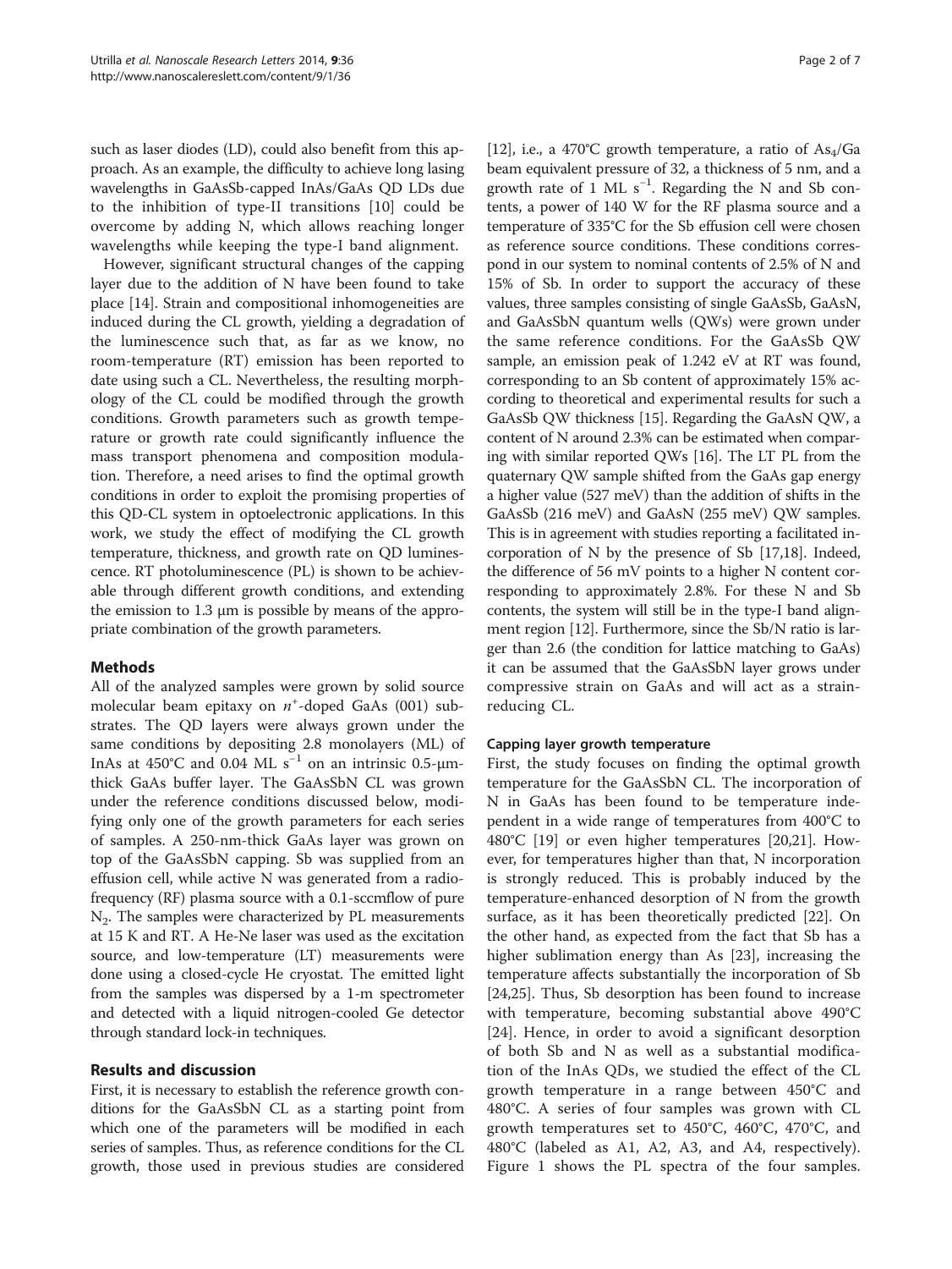such as laser diodes (LD), could also benefit from this approach. As an example, the difficulty to achieve long lasing wavelengths in GaAsSb-capped InAs/GaAs QD LDs due to the inhibition of type-II transitions [10] could be overcome by adding N, which allows reaching longer wavelengths while keeping the type-I band alignment.

However, significant structural changes of the capping layer due to the addition of N have been found to take place [14]. Strain and compositional inhomogeneities are induced during the CL growth, yielding a degradation of the luminescence such that, as far as we know, no room-temperature (RT) emission has been reported to date using such a CL. Nevertheless, the resulting morphology of the CL could be modified through the growth conditions. Growth parameters such as growth temperature or growth rate could significantly influence the mass transport phenomena and composition modulation. Therefore, a need arises to find the optimal growth conditions in order to exploit the promising properties of this QD-CL system in optoelectronic applications. In this work, we study the effect of modifying the CL growth temperature, thickness, and growth rate on QD luminescence. RT photoluminescence (PL) is shown to be achievable through different growth conditions, and extending the emission to 1.3 μm is possible by means of the appropriate combination of the growth parameters.

## Methods

All of the analyzed samples were grown by solid source molecular beam epitaxy on $n^+$-doped GaAs (001) substrates. The QD layers were always grown under the same conditions by depositing 2.8 monolayers (ML) of InAs at 450°C and 0.04 ML $s^{-1}$ on an intrinsic 0.5-μm-thick GaAs buffer layer. The GaAsSbN CL was grown under the reference conditions discussed below, modifying only one of the growth parameters for each series of samples. A 250-nm-thick GaAs layer was grown on top of the GaAsSbN capping. Sb was supplied from an effusion cell, while active N was generated from a radio-frequency (RF) plasma source with a 0.1-sccmflow of pure $N_2$. The samples were characterized by PL measurements at 15 K and RT. A He-Ne laser was used as the excitation source, and low-temperature (LT) measurements were done using a closed-cycle He cryostat. The emitted light from the samples was dispersed by a 1-m spectrometer and detected with a liquid nitrogen-cooled Ge detector through standard lock-in techniques.

## Results and discussion

First, it is necessary to establish the reference growth conditions for the GaAsSbN CL as a starting point from which one of the parameters will be modified in each series of samples. Thus, as reference conditions for the CL growth, those used in previous studies are considered [12], i.e., a 470°C growth temperature, a ratio of $As_4$/Ga beam equivalent pressure of 32, a thickness of 5 nm, and a growth rate of 1 ML $s^{-1}$. Regarding the N and Sb contents, a power of 140 W for the RF plasma source and a temperature of 335°C for the Sb effusion cell were chosen as reference source conditions. These conditions correspond in our system to nominal contents of 2.5% of N and 15% of Sb. In order to support the accuracy of these values, three samples consisting of single GaAsSb, GaAsN, and GaAsSbN quantum wells (QWs) were grown under the same reference conditions. For the GaAsSb QW sample, an emission peak of 1.242 eV at RT was found, corresponding to an Sb content of approximately 15% according to theoretical and experimental results for such a GaAsSb QW thickness [15]. Regarding the GaAsN QW, a content of N around 2.3% can be estimated when comparing with similar reported QWs [16]. The LT PL from the quaternary QW sample shifted from the GaAs gap energy a higher value (527 meV) than the addition of shifts in the GaAsSb (216 meV) and GaAsN (255 meV) QW samples. This is in agreement with studies reporting a facilitated incorporation of N by the presence of Sb [17,18]. Indeed, the difference of 56 mV points to a higher N content corresponding to approximately 2.8%. For these N and Sb contents, the system will still be in the type-I band alignment region [12]. Furthermore, since the Sb/N ratio is larger than 2.6 (the condition for lattice matching to GaAs) it can be assumed that the GaAsSbN layer grows under compressive strain on GaAs and will act as a strain-reducing CL.

### Capping layer growth temperature

First, the study focuses on finding the optimal growth temperature for the GaAsSbN CL. The incorporation of N in GaAs has been found to be temperature independent in a wide range of temperatures from 400°C to 480°C [19] or even higher temperatures [20,21]. However, for temperatures higher than that, N incorporation is strongly reduced. This is probably induced by the temperature-enhanced desorption of N from the growth surface, as it has been theoretically predicted [22]. On the other hand, as expected from the fact that Sb has a higher sublimation energy than As [23], increasing the temperature affects substantially the incorporation of Sb [24,25]. Thus, Sb desorption has been found to increase with temperature, becoming substantial above 490°C [24]. Hence, in order to avoid a significant desorption of both Sb and N as well as a substantial modification of the InAs QDs, we studied the effect of the CL growth temperature in a range between 450°C and 480°C. A series of four samples was grown with CL growth temperatures set to 450°C, 460°C, 470°C, and 480°C (labeled as A1, A2, A3, and A4, respectively). Figure 1 shows the PL spectra of the four samples.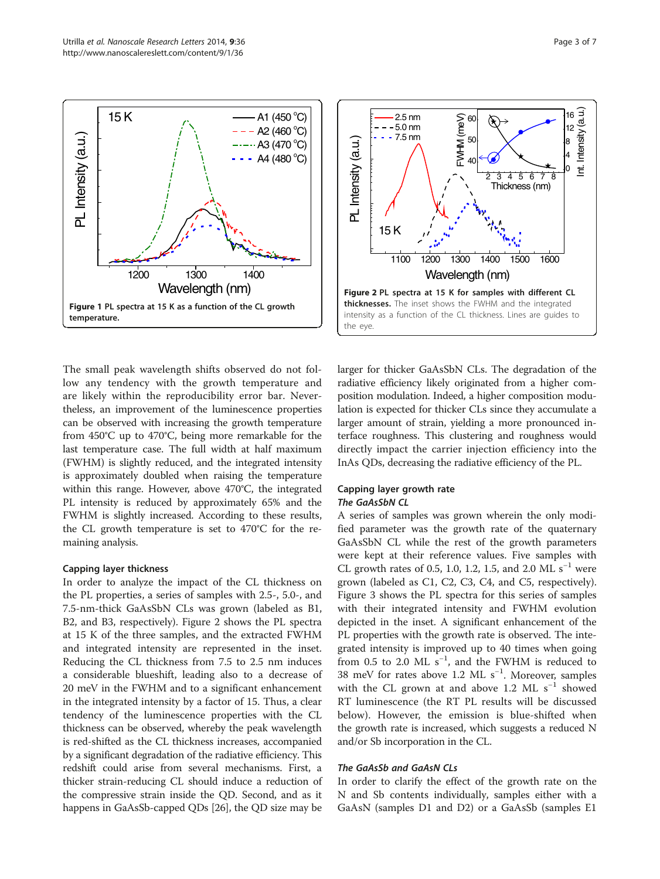**Figure 1 PL spectra at 15 K as a function of the CL growth temperature.**

**Figure 2 PL spectra at 15 K for samples with different CL thicknesses.** The inset shows the FWHM and the integrated intensity as a function of the CL thickness. Lines are guides to the eye.

The small peak wavelength shifts observed do not follow any tendency with the growth temperature and are likely within the reproducibility error bar. Nevertheless, an improvement of the luminescence properties can be observed with increasing the growth temperature from 450°C up to 470°C, being more remarkable for the last temperature case. The full width at half maximum (FWHM) is slightly reduced, and the integrated intensity is approximately doubled when raising the temperature within this range. However, above 470°C, the integrated PL intensity is reduced by approximately 65% and the FWHM is slightly increased. According to these results, the CL growth temperature is set to 470°C for the remaining analysis.

### Capping layer thickness

In order to analyze the impact of the CL thickness on the PL properties, a series of samples with 2.5-, 5.0-, and 7.5-nm-thick GaAsSbN CLs was grown (labeled as B1, B2, and B3, respectively). Figure 2 shows the PL spectra at 15 K of the three samples, and the extracted FWHM and integrated intensity are represented in the inset. Reducing the CL thickness from 7.5 to 2.5 nm induces a considerable blueshift, leading also to a decrease of 20 meV in the FWHM and to a significant enhancement in the integrated intensity by a factor of 15. Thus, a clear tendency of the luminescence properties with the CL thickness can be observed, whereby the peak wavelength is red-shifted as the CL thickness increases, accompanied by a significant degradation of the radiative efficiency. This redshift could arise from several mechanisms. First, a thicker strain-reducing CL should induce a reduction of the compressive strain inside the QD. Second, and as it happens in GaAsSb-capped QDs [26], the QD size may be larger for thicker GaAsSbN CLs. The degradation of the radiative efficiency likely originated from a higher composition modulation. Indeed, a higher composition modulation is expected for thicker CLs since they accumulate a larger amount of strain, yielding a more pronounced interface roughness. This clustering and roughness would directly impact the carrier injection efficiency into the InAs QDs, decreasing the radiative efficiency of the PL.

### Capping layer growth rate

#### *The GaAsSbN CL*

A series of samples was grown wherein the only modified parameter was the growth rate of the quaternary GaAsSbN CL while the rest of the growth parameters were kept at their reference values. Five samples with CL growth rates of 0.5, 1.0, 1.2, 1.5, and 2.0 ML $s^{-1}$ were grown (labeled as C1, C2, C3, C4, and C5, respectively). Figure 3 shows the PL spectra for this series of samples with their integrated intensity and FWHM evolution depicted in the inset. A significant enhancement of the PL properties with the growth rate is observed. The integrated intensity is improved up to 40 times when going from 0.5 to 2.0 ML $s^{-1}$, and the FWHM is reduced to 38 meV for rates above 1.2 ML $s^{-1}$. Moreover, samples with the CL grown at and above 1.2 ML $s^{-1}$ showed RT luminescence (the RT PL results will be discussed below). However, the emission is blue-shifted when the growth rate is increased, which suggests a reduced N and/or Sb incorporation in the CL.

#### *The GaAsSb and GaAsN CLs*

In order to clarify the effect of the growth rate on the N and Sb contents individually, samples either with a GaAsN (samples D1 and D2) or a GaAsSb (samples E1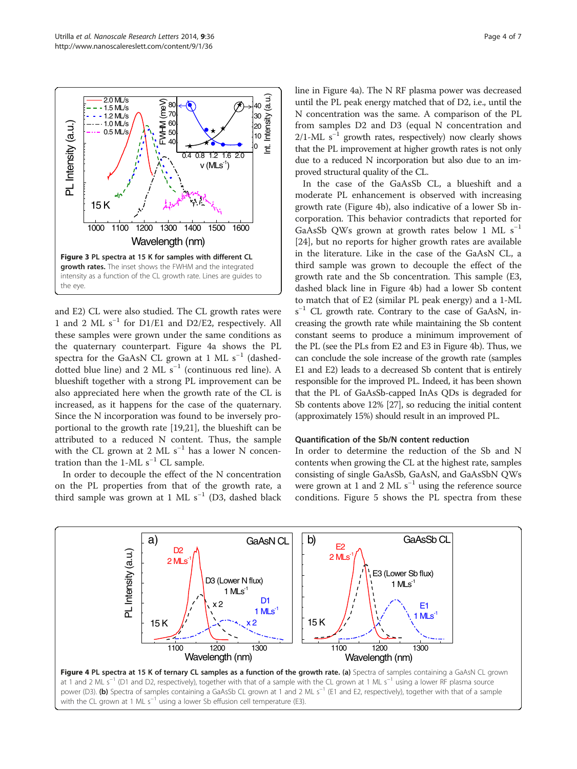**Figure 3 PL spectra at 15 K for samples with different CL growth rates.** The inset shows the FWHM and the integrated intensity as a function of the CL growth rate. Lines are guides to the eye.

and E2) CL were also studied. The CL growth rates were 1 and 2 ML $s^{-1}$ for D1/E1 and D2/E2, respectively. All these samples were grown under the same conditions as the quaternary counterpart. Figure 4a shows the PL spectra for the GaAsN CL grown at 1 ML $s^{-1}$ (dashed-dotted blue line) and 2 ML $s^{-1}$ (continuous red line). A blueshift together with a strong PL improvement can be also appreciated here when the growth rate of the CL is increased, as it happens for the case of the quaternary. Since the N incorporation was found to be inversely proportional to the growth rate [19,21], the blueshift can be attributed to a reduced N content. Thus, the sample with the CL grown at 2 ML $s^{-1}$ has a lower N concentration than the 1-ML $s^{-1}$ CL sample.

In order to decouple the effect of the N concentration on the PL properties from that of the growth rate, a third sample was grown at 1 ML $s^{-1}$ (D3, dashed black line in Figure 4a). The N RF plasma power was decreased until the PL peak energy matched that of D2, i.e., until the N concentration was the same. A comparison of the PL from samples D2 and D3 (equal N concentration and 2/1-ML $s^{-1}$ growth rates, respectively) now clearly shows that the PL improvement at higher growth rates is not only due to a reduced N incorporation but also due to an improved structural quality of the CL.

In the case of the GaAsSb CL, a blueshift and a moderate PL enhancement is observed with increasing growth rate (Figure 4b), also indicative of a lower Sb incorporation. This behavior contradicts that reported for GaAsSb QWs grown at growth rates below 1 ML $s^{-1}$ [24], but no reports for higher growth rates are available in the literature. Like in the case of the GaAsN CL, a third sample was grown to decouple the effect of the growth rate and the Sb concentration. This sample (E3, dashed black line in Figure 4b) had a lower Sb content to match that of E2 (similar PL peak energy) and a 1-ML $s^{-1}$ CL growth rate. Contrary to the case of GaAsN, increasing the growth rate while maintaining the Sb content constant seems to produce a minimum improvement of the PL (see the PLs from E2 and E3 in Figure 4b). Thus, we can conclude the sole increase of the growth rate (samples E1 and E2) leads to a decreased Sb content that is entirely responsible for the improved PL. Indeed, it has been shown that the PL of GaAsSb-capped InAs QDs is degraded for Sb contents above 12% [27], so reducing the initial content (approximately 15%) should result in an improved PL.

### Quantification of the Sb/N content reduction

In order to determine the reduction of the Sb and N contents when growing the CL at the highest rate, samples consisting of single GaAsSb, GaAsN, and GaAsSbN QWs were grown at 1 and 2 ML $s^{-1}$ using the reference source conditions. Figure 5 shows the PL spectra from these

**Figure 4 PL spectra at 15 K of ternary CL samples as a function of the growth rate. (a)** Spectra of samples containing a GaAsN CL grown at 1 and 2 ML $s^{-1}$ (D1 and D2, respectively), together with that of a sample with the CL grown at 1 ML $s^{-1}$ using a lower RF plasma source power (D3). **(b)** Spectra of samples containing a GaAsSb CL grown at 1 and 2 ML $s^{-1}$ (E1 and E2, respectively), together with that of a sample with the CL grown at 1 ML $s^{-1}$ using a lower Sb effusion cell temperature (E3).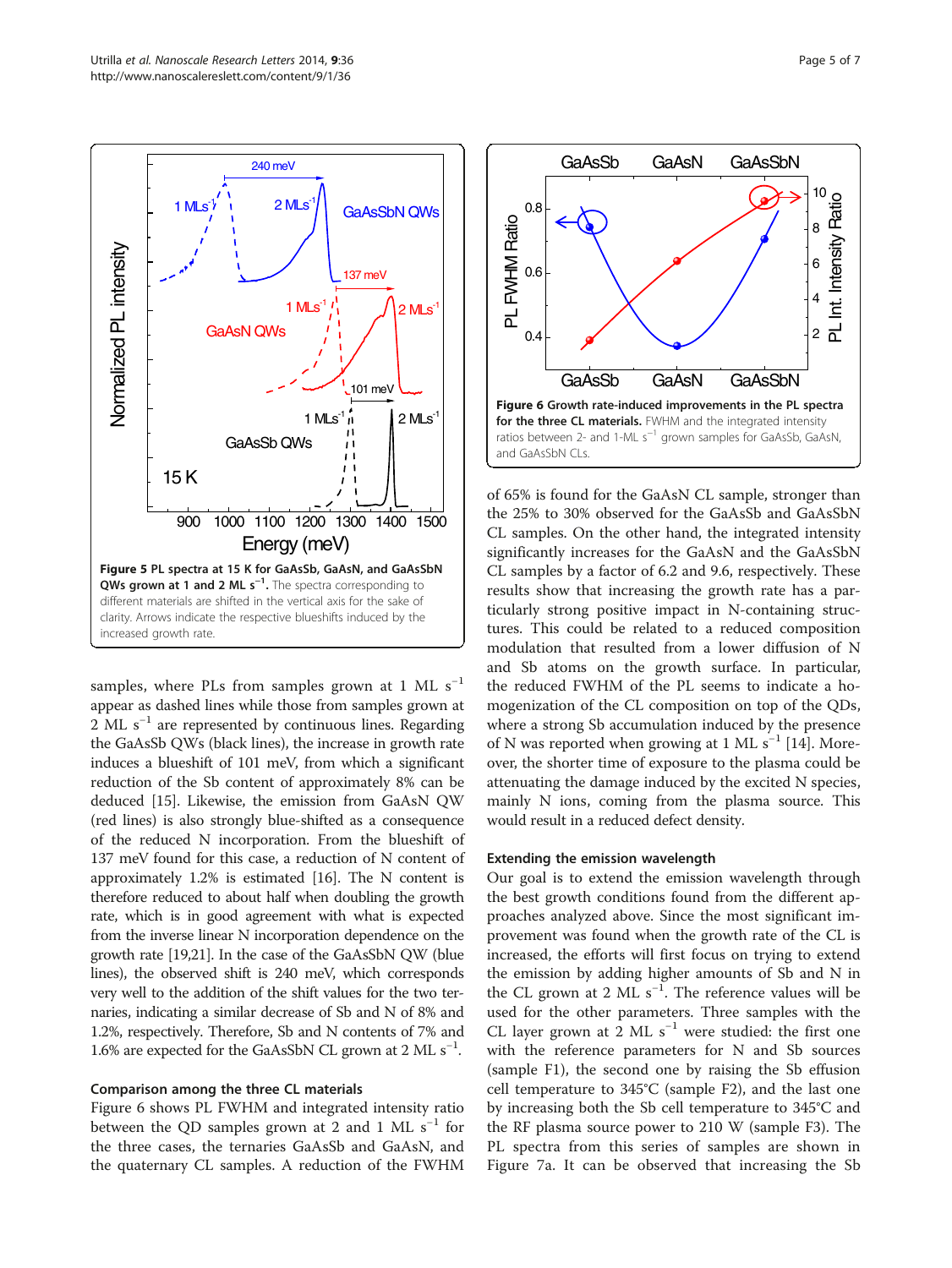**Figure 5 PL spectra at 15 K for GaAsSb, GaAsN, and GaAsSbN QWs grown at 1 and 2 ML $s^{-1}$.** The spectra corresponding to different materials are shifted in the vertical axis for the sake of clarity. Arrows indicate the respective blueshifts induced by the increased growth rate.

samples, where PLs from samples grown at 1 ML $s^{-1}$ appear as dashed lines while those from samples grown at 2 ML $s^{-1}$ are represented by continuous lines. Regarding the GaAsSb QWs (black lines), the increase in growth rate induces a blueshift of 101 meV, from which a significant reduction of the Sb content of approximately 8% can be deduced [15]. Likewise, the emission from GaAsN QW (red lines) is also strongly blue-shifted as a consequence of the reduced N incorporation. From the blueshift of 137 meV found for this case, a reduction of N content of approximately 1.2% is estimated [16]. The N content is therefore reduced to about half when doubling the growth rate, which is in good agreement with what is expected from the inverse linear N incorporation dependence on the growth rate [19,21]. In the case of the GaAsSbN QW (blue lines), the observed shift is 240 meV, which corresponds very well to the addition of the shift values for the two ternaries, indicating a similar decrease of Sb and N of 8% and 1.2%, respectively. Therefore, Sb and N contents of 7% and 1.6% are expected for the GaAsSbN CL grown at 2 ML $s^{-1}$.

### Comparison among the three CL materials

Figure 6 shows PL FWHM and integrated intensity ratio between the QD samples grown at 2 and 1 ML $s^{-1}$ for the three cases, the ternaries GaAsSb and GaAsN, and the quaternary CL samples. A reduction of the FWHM of 65% is found for the GaAsN CL sample, stronger than the 25% to 30% observed for the GaAsSb and GaAsSbN CL samples. On the other hand, the integrated intensity significantly increases for the GaAsN and the GaAsSbN CL samples by a factor of 6.2 and 9.6, respectively. These results show that increasing the growth rate has a particularly strong positive impact in N-containing structures. This could be related to a reduced composition modulation that resulted from a lower diffusion of N and Sb atoms on the growth surface. In particular, the reduced FWHM of the PL seems to indicate a homogenization of the CL composition on top of the QDs, where a strong Sb accumulation induced by the presence of N was reported when growing at 1 ML $s^{-1}$ [14]. Moreover, the shorter time of exposure to the plasma could be attenuating the damage induced by the excited N species, mainly N ions, coming from the plasma source. This would result in a reduced defect density.

**Figure 6 Growth rate-induced improvements in the PL spectra for the three CL materials.** FWHM and the integrated intensity ratios between 2- and 1-ML $s^{-1}$ grown samples for GaAsSb, GaAsN, and GaAsSbN CLs.

### Extending the emission wavelength

Our goal is to extend the emission wavelength through the best growth conditions found from the different approaches analyzed above. Since the most significant improvement was found when the growth rate of the CL is increased, the efforts will first focus on trying to extend the emission by adding higher amounts of Sb and N in the CL grown at 2 ML $s^{-1}$. The reference values will be used for the other parameters. Three samples with the CL layer grown at 2 ML $s^{-1}$ were studied: the first one with the reference parameters for N and Sb sources (sample F1), the second one by raising the Sb effusion cell temperature to 345°C (sample F2), and the last one by increasing both the Sb cell temperature to 345°C and the RF plasma source power to 210 W (sample F3). The PL spectra from this series of samples are shown in Figure 7a. It can be observed that increasing the Sb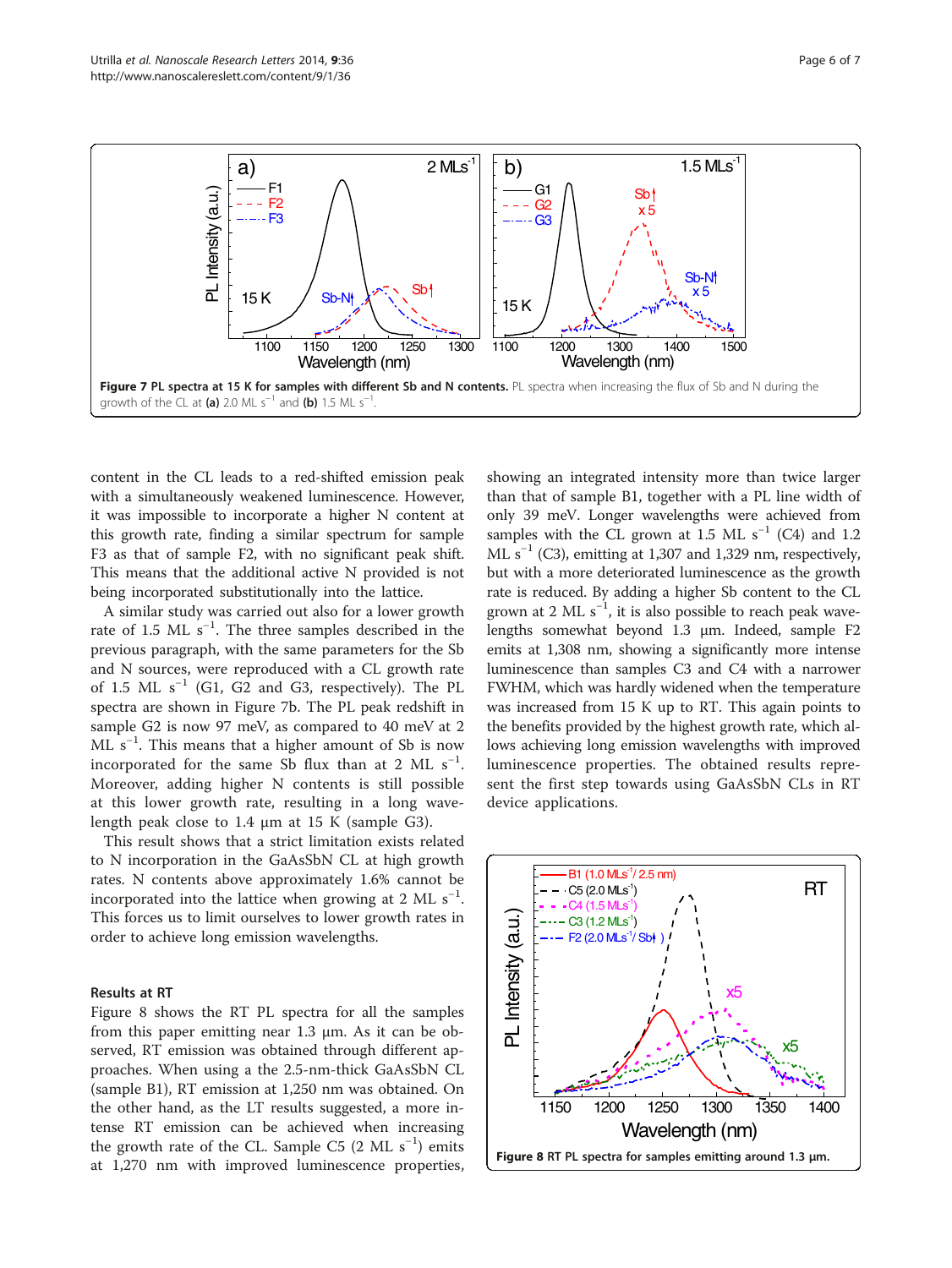**Figure 7 PL spectra at 15 K for samples with different Sb and N contents.** PL spectra when increasing the flux of Sb and N during the growth of the CL at **(a)** 2.0 ML $s^{-1}$ and **(b)** 1.5 ML $s^{-1}$.

content in the CL leads to a red-shifted emission peak with a simultaneously weakened luminescence. However, it was impossible to incorporate a higher N content at this growth rate, finding a similar spectrum for sample F3 as that of sample F2, with no significant peak shift. This means that the additional active N provided is not being incorporated substitutionally into the lattice.

A similar study was carried out also for a lower growth rate of 1.5 ML $s^{-1}$. The three samples described in the previous paragraph, with the same parameters for the Sb and N sources, were reproduced with a CL growth rate of 1.5 ML $s^{-1}$ (G1, G2 and G3, respectively). The PL spectra are shown in Figure 7b. The PL peak redshift in sample G2 is now 97 meV, as compared to 40 meV at 2 ML $s^{-1}$. This means that a higher amount of Sb is now incorporated for the same Sb flux than at 2 ML $s^{-1}$. Moreover, adding higher N contents is still possible at this lower growth rate, resulting in a long wavelength peak close to 1.4 μm at 15 K (sample G3).

This result shows that a strict limitation exists related to N incorporation in the GaAsSbN CL at high growth rates. N contents above approximately 1.6% cannot be incorporated into the lattice when growing at 2 ML $s^{-1}$. This forces us to limit ourselves to lower growth rates in order to achieve long emission wavelengths.

### Results at RT

Figure 8 shows the RT PL spectra for all the samples from this paper emitting near 1.3 μm. As it can be observed, RT emission was obtained through different approaches. When using a the 2.5-nm-thick GaAsSbN CL (sample B1), RT emission at 1,250 nm was obtained. On the other hand, as the LT results suggested, a more intense RT emission can be achieved when increasing the growth rate of the CL. Sample C5 (2 ML $s^{-1}$) emits at 1,270 nm with improved luminescence properties, showing an integrated intensity more than twice larger than that of sample B1, together with a PL line width of only 39 meV. Longer wavelengths were achieved from samples with the CL grown at 1.5 ML $s^{-1}$ (C4) and 1.2 ML $s^{-1}$ (C3), emitting at 1,307 and 1,329 nm, respectively, but with a more deteriorated luminescence as the growth rate is reduced. By adding a higher Sb content to the CL grown at 2 ML $s^{-1}$, it is also possible to reach peak wavelengths somewhat beyond 1.3 μm. Indeed, sample F2 emits at 1,308 nm, showing a significantly more intense luminescence than samples C3 and C4 with a narrower FWHM, which was hardly widened when the temperature was increased from 15 K up to RT. This again points to the benefits provided by the highest growth rate, which allows achieving long emission wavelengths with improved luminescence properties. The obtained results represent the first step towards using GaAsSbN CLs in RT device applications.

**Figure 8** RT PL spectra for samples emitting around 1.3 μm.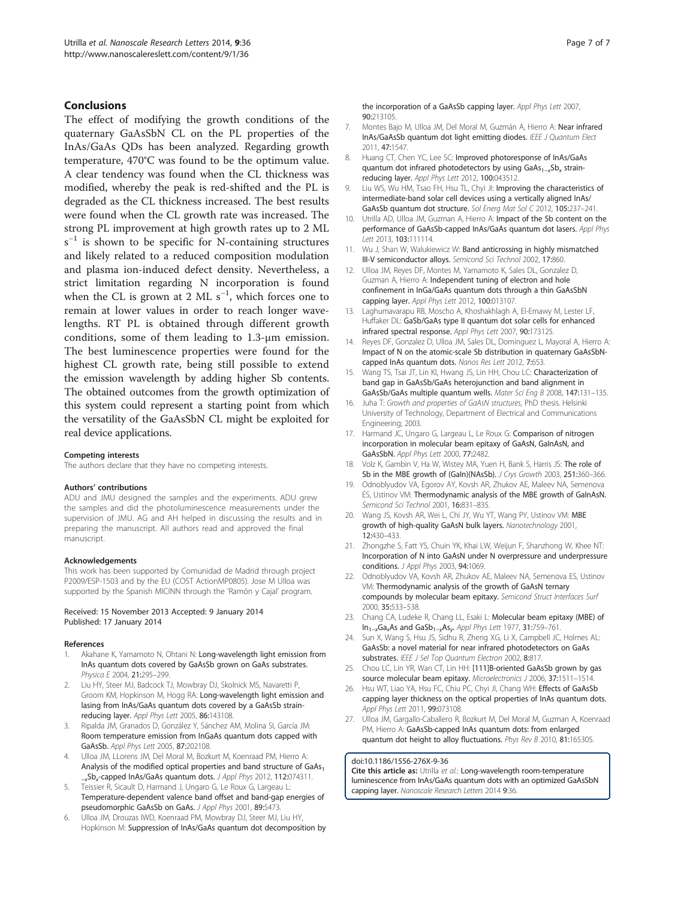## Conclusions

The effect of modifying the growth conditions of the quaternary GaAsSbN CL on the PL properties of the InAs/GaAs QDs has been analyzed. Regarding growth temperature, 470°C was found to be the optimum value. A clear tendency was found when the CL thickness was modified, whereby the peak is red-shifted and the PL is degraded as the CL thickness increased. The best results were found when the CL growth rate was increased. The strong PL improvement at high growth rates up to 2 ML $s^{-1}$ is shown to be specific for N-containing structures and likely related to a reduced composition modulation and plasma ion-induced defect density. Nevertheless, a strict limitation regarding N incorporation is found when the CL is grown at 2 ML $s^{-1}$, which forces one to remain at lower values in order to reach longer wavelengths. RT PL is obtained through different growth conditions, some of them leading to 1.3-μm emission. The best luminescence properties were found for the highest CL growth rate, being still possible to extend the emission wavelength by adding higher Sb contents. The obtained outcomes from the growth optimization of this system could represent a starting point from which the versatility of the GaAsSbN CL might be exploited for real device applications.

#### Competing interests

The authors declare that they have no competing interests.

#### Authors' contributions

ADU and JMU designed the samples and the experiments. ADU grew the samples and did the photoluminescence measurements under the supervision of JMU. AG and AH helped in discussing the results and in preparing the manuscript. All authors read and approved the final manuscript.

#### Acknowledgements

This work has been supported by Comunidad de Madrid through project P2009/ESP-1503 and by the EU (COST ActionMP0805). Jose M Ulloa was supported by the Spanish MICINN through the 'Ramón y Cajal' program.

Received: 15 November 2013 Accepted: 9 January 2014
Published: 17 January 2014

#### References

1. Akahane K, Yamamoto N, Ohtani N: **Long-wavelength light emission from InAs quantum dots covered by GaAsSb grown on GaAs substrates.** *Physica E* 2004, **21:**295–299.
2. Liu HY, Steer MJ, Badcock TJ, Mowbray DJ, Skolnick MS, Navaretti P, Groom KM, Hopkinson M, Hogg RA: **Long-wavelength light emission and lasing from InAs/GaAs quantum dots covered by a GaAsSb strain-reducing layer.** *Appl Phys Lett* 2005, **86:**143108.
3. Ripalda JM, Granados D, González Y, Sánchez AM, Molina SI, García JM: **Room temperature emission from InGaAs quantum dots capped with GaAsSb.** *Appl Phys Lett* 2005, **87:**202108.
4. Ulloa JM, LLorens JM, Del Moral M, Bozkurt M, Koenraad PM, Hierro A: **Analysis of the modified optical properties and band structure of $GaAs_{1-x}Sb_x$-capped InAs/GaAs quantum dots.** *J Appl Phys* 2012, **112:**074311.
5. Teissier R, Sicault D, Harmand J, Ungaro G, Le Roux G, Largeau L: **Temperature-dependent valence band offset and band-gap energies of pseudomorphic GaAsSb on GaAs.** *J Appl Phys* 2001, **89:**5473.
6. Ulloa JM, Drouzas IWD, Koenraad PM, Mowbray DJ, Steer MJ, Liu HY, Hopkinson M: **Suppression of InAs/GaAs quantum dot decomposition by the incorporation of a GaAsSb capping layer.** *Appl Phys Lett* 2007, **90:**213105.
7. Montes Bajo M, Ulloa JM, Del Moral M, Guzmán A, Hierro A: **Near infrared InAs/GaAsSb quantum dot light emitting diodes.** *IEEE J Quantum Elect* 2011, **47:**1547.
8. Huang CT, Chen YC, Lee SC: **Improved photoresponse of InAs/GaAs quantum dot infrared photodetectors by using $GaAs_{1-x}Sb_x$ strain-reducing layer.** *Appl Phys Lett* 2012, **100:**043512.
9. Liu WS, Wu HM, Tsao FH, Hsu TL, Chyi JI: **Improving the characteristics of intermediate-band solar cell devices using a vertically aligned InAs/GaAsSb quantum dot structure.** *Sol Energ Mat Sol C* 2012, **105:**237–241.
10. Utrilla AD, Ulloa JM, Guzman A, Hierro A: **Impact of the Sb content on the performance of GaAsSb-capped InAs/GaAs quantum dot lasers.** *Appl Phys Lett* 2013, **103:**111114.
11. Wu J, Shan W, Walukiewicz W: **Band anticrossing in highly mismatched III-V semiconductor alloys.** *Semicond Sci Technol* 2002, **17:**860.
12. Ulloa JM, Reyes DF, Montes M, Yamamoto K, Sales DL, Gonzalez D, Guzman A, Hierro A: **Independent tuning of electron and hole confinement in InGa/GaAs quantum dots through a thin GaAsSbN capping layer.** *Appl Phys Lett* 2012, **100:**013107.
13. Laghumavarapu RB, Moscho A, Khoshakhlagh A, El-Emawy M, Lester LF, Huffaker DL: **GaSb/GaAs type II quantum dot solar cells for enhanced infrared spectral response.** *Appl Phys Lett* 2007, **90:**173125.
14. Reyes DF, Gonzalez D, Ulloa JM, Sales DL, Dominguez L, Mayoral A, Hierro A: **Impact of N on the atomic-scale Sb distribution in quaternary GaAsSbN-capped InAs quantum dots.** *Nanos Res Lett* 2012, **7:**653.
15. Wang TS, Tsai JT, Lin KI, Hwang JS, Lin HH, Chou LC: **Characterization of band gap in GaAsSb/GaAs heterojunction and band alignment in GaAsSb/GaAs multiple quantum wells.** *Mater Sci Eng B* 2008, **147:**131–135.
16. Juha T: *Growth and properties of GaAsN structures*, PhD thesis. Helsinki University of Technology, Department of Electrical and Communications Engineering; 2003.
17. Harmand JC, Ungaro G, Largeau L, Le Roux G: **Comparison of nitrogen incorporation in molecular beam epitaxy of GaAsN, GaInAsN, and GaAsSbN.** *Appl Phys Lett* 2000, **77:**2482.
18. Volz K, Gambin V, Ha W, Wistey MA, Yuen H, Bank S, Harris JS: **The role of Sb in the MBE growth of (GaIn)(NAsSb).** *J Crys Growth* 2003, **251:**360–366.
19. Odnoblyudov VA, Egorov AY, Kovsh AR, Zhukov AE, Maleev NA, Semenova ES, Ustinov VM: **Thermodynamic analysis of the MBE growth of GaInAsN.** *Semicond Sci Technol* 2001, **16:**831–835.
20. Wang JS, Kovsh AR, Wei L, Chi JY, Wu YT, Wang PY, Ustinov VM: **MBE growth of high-quality GaAsN bulk layers.** *Nanotechnology* 2001, **12:**430–433.
21. Zhongzhe S, Fatt YS, Chuin YK, Khai LW, Weijun F, Shanzhong W, Khee NT: **Incorporation of N into GaAsN under N overpressure and underpressure conditions.** *J Appl Phys* 2003, **94:**1069.
22. Odnoblyudov VA, Kovsh AR, Zhukov AE, Maleev NA, Semenova ES, Ustinov VM: **Thermodynamic analysis of the growth of GaAsN ternary compounds by molecular beam epitaxy.** *Semicond Struct Interfaces Surf* 2000, **35:**533–538.
23. Chang CA, Ludeke R, Chang LL, Esaki L: **Molecular beam epitaxy (MBE) of $In_{1-x}Ga_xAs$ and $GaSb_{1-y}As_y$.** *Appl Phys Lett* 1977, **31:**759–761.
24. Sun X, Wang S, Hsu JS, Sidhu R, Zheng XG, Li X, Campbell JC, Holmes AL: **GaAsSb: a novel material for near infrared photodetectors on GaAs substrates.** *IEEE J Sel Top Quantum Electron* 2002, **8:**817.
25. Chou LC, Lin YR, Wan CT, Lin HH: **[111]B-oriented GaAsSb grown by gas source molecular beam epitaxy.** *Microelectronics J* 2006, **37:**1511–1514.
26. Hsu WT, Liao YA, Hsu FC, Chiu PC, Chyi JI, Chang WH: **Effects of GaAsSb capping layer thickness on the optical properties of InAs quantum dots.** *Appl Phys Lett* 2011, **99:**073108.
27. Ulloa JM, Gargallo-Caballero R, Bozkurt M, Del Moral M, Guzman A, Koenraad PM, Hierro A: **GaAsSb-capped InAs quantum dots: from enlarged quantum dot height to alloy fluctuations.** *Phys Rev B* 2010, **81:**165305.

doi:10.1186/1556-276X-9-36
**Cite this article as:** Utrilla *et al.*: Long-wavelength room-temperature luminescence from InAs/GaAs quantum dots with an optimized GaAsSbN capping layer. *Nanoscale Research Letters* 2014 **9**:36.